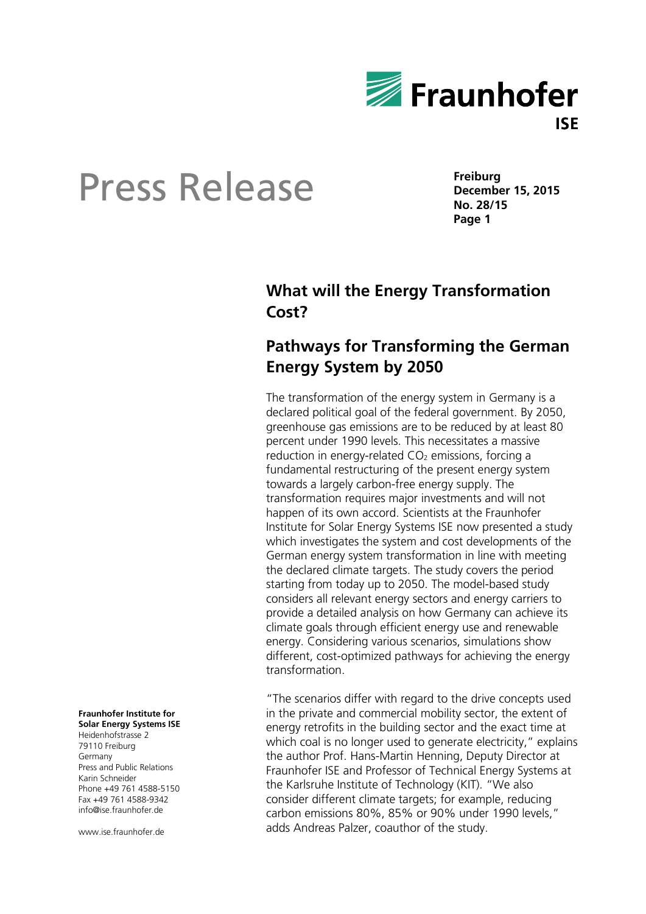# Press Release

**Freiburg**
**December 15, 2015**
**No. 28/15**

## What will the Energy Transformation Cost?

## Pathways for Transforming the German Energy System by 2050

The transformation of the energy system in Germany is a declared political goal of the federal government. By 2050, greenhouse gas emissions are to be reduced by at least 80 percent under 1990 levels. This necessitates a massive reduction in energy-related $CO_2$ emissions, forcing a fundamental restructuring of the present energy system towards a largely carbon-free energy supply. The transformation requires major investments and will not happen of its own accord. Scientists at the Fraunhofer Institute for Solar Energy Systems ISE now presented a study which investigates the system and cost developments of the German energy system transformation in line with meeting the declared climate targets. The study covers the period starting from today up to 2050. The model-based study considers all relevant energy sectors and energy carriers to provide a detailed analysis on how Germany can achieve its climate goals through efficient energy use and renewable energy. Considering various scenarios, simulations show different, cost-optimized pathways for achieving the energy transformation.

"The scenarios differ with regard to the drive concepts used in the private and commercial mobility sector, the extent of energy retrofits in the building sector and the exact time at which coal is no longer used to generate electricity," explains the author Prof. Hans-Martin Henning, Deputy Director at Fraunhofer ISE and Professor of Technical Energy Systems at the Karlsruhe Institute of Technology (KIT). "We also consider different climate targets; for example, reducing carbon emissions 80%, 85% or 90% under 1990 levels," adds Andreas Palzer, coauthor of the study.

**Fraunhofer Institute for Solar Energy Systems ISE**
Heidenhofstrasse 2
79110 Freiburg
Germany
Press and Public Relations
Karin Schneider
Phone +49 761 4588-5150
Fax +49 761 4588-9342
info@ise.fraunhofer.de

www.ise.fraunhofer.de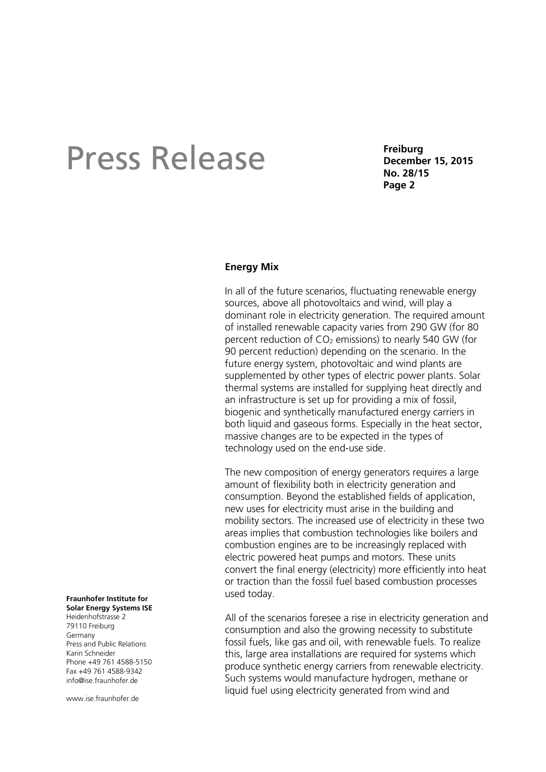## Energy Mix

In all of the future scenarios, fluctuating renewable energy sources, above all photovoltaics and wind, will play a dominant role in electricity generation. The required amount of installed renewable capacity varies from 290 GW (for 80 percent reduction of $CO_2$ emissions) to nearly 540 GW (for 90 percent reduction) depending on the scenario. In the future energy system, photovoltaic and wind plants are supplemented by other types of electric power plants. Solar thermal systems are installed for supplying heat directly and an infrastructure is set up for providing a mix of fossil, biogenic and synthetically manufactured energy carriers in both liquid and gaseous forms. Especially in the heat sector, massive changes are to be expected in the types of technology used on the end-use side.

The new composition of energy generators requires a large amount of flexibility both in electricity generation and consumption. Beyond the established fields of application, new uses for electricity must arise in the building and mobility sectors. The increased use of electricity in these two areas implies that combustion technologies like boilers and combustion engines are to be increasingly replaced with electric powered heat pumps and motors. These units convert the final energy (electricity) more efficiently into heat or traction than the fossil fuel based combustion processes used today.

All of the scenarios foresee a rise in electricity generation and consumption and also the growing necessity to substitute fossil fuels, like gas and oil, with renewable fuels. To realize this, large area installations are required for systems which produce synthetic energy carriers from renewable electricity. Such systems would manufacture hydrogen, methane or liquid fuel using electricity generated from wind and

**Fraunhofer Institute for Solar Energy Systems ISE**
Heidenhofstrasse 2
79110 Freiburg
Germany
Press and Public Relations
Karin Schneider
Phone +49 761 4588-5150
Fax +49 761 4588-9342
info@ise.fraunhofer.de

www.ise.fraunhofer.de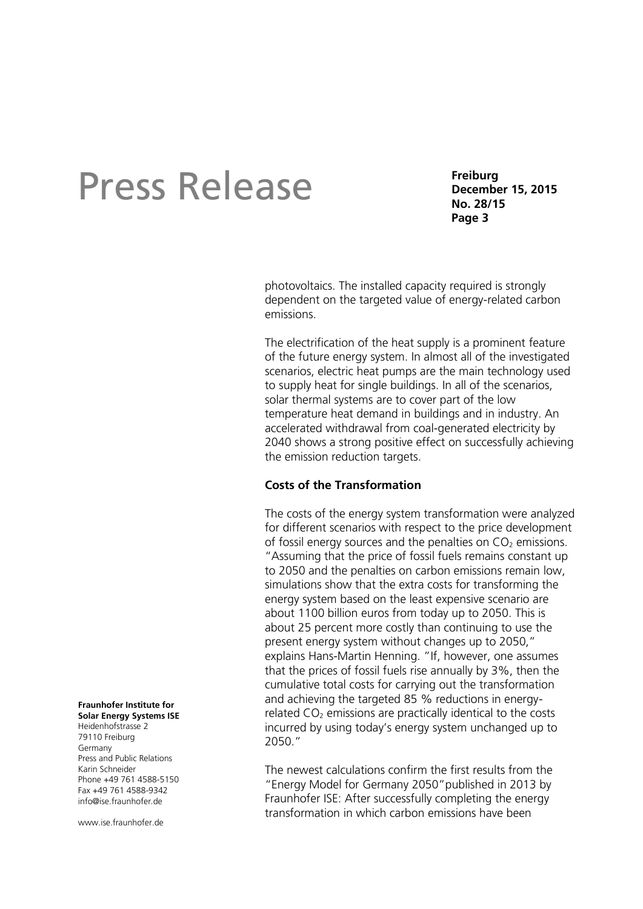photovoltaics. The installed capacity required is strongly dependent on the targeted value of energy-related carbon emissions.

The electrification of the heat supply is a prominent feature of the future energy system. In almost all of the investigated scenarios, electric heat pumps are the main technology used to supply heat for single buildings. In all of the scenarios, solar thermal systems are to cover part of the low temperature heat demand in buildings and in industry. An accelerated withdrawal from coal-generated electricity by 2040 shows a strong positive effect on successfully achieving the emission reduction targets.

**Costs of the Transformation**

The costs of the energy system transformation were analyzed for different scenarios with respect to the price development of fossil energy sources and the penalties on $CO_2$ emissions. "Assuming that the price of fossil fuels remains constant up to 2050 and the penalties on carbon emissions remain low, simulations show that the extra costs for transforming the energy system based on the least expensive scenario are about 1100 billion euros from today up to 2050. This is about 25 percent more costly than continuing to use the present energy system without changes up to 2050," explains Hans-Martin Henning. "If, however, one assumes that the prices of fossil fuels rise annually by 3%, then the cumulative total costs for carrying out the transformation and achieving the targeted 85 % reductions in energy-related $CO_2$ emissions are practically identical to the costs incurred by using today's energy system unchanged up to 2050."

The newest calculations confirm the first results from the "Energy Model for Germany 2050" published in 2013 by Fraunhofer ISE: After successfully completing the energy transformation in which carbon emissions have been

**Fraunhofer Institute for Solar Energy Systems ISE**
Heidenhofstrasse 2
79110 Freiburg
Germany
Press and Public Relations
Karin Schneider
Phone +49 761 4588-5150
Fax +49 761 4588-9342
info@ise.fraunhofer.de

www.ise.fraunhofer.de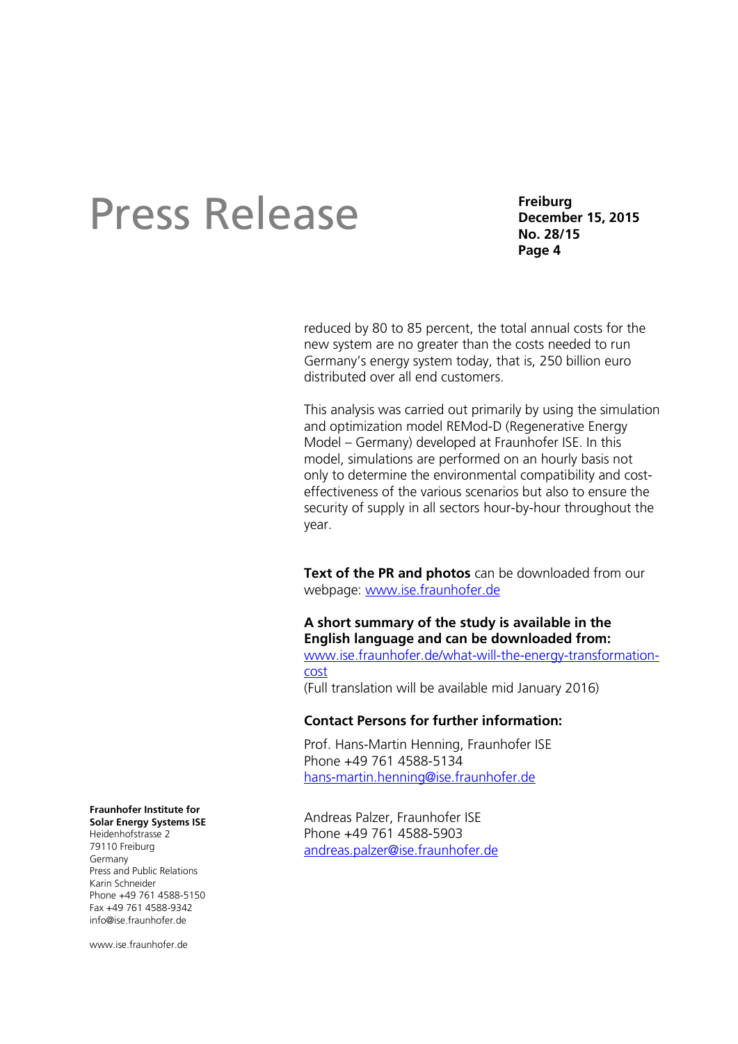reduced by 80 to 85 percent, the total annual costs for the new system are no greater than the costs needed to run Germany's energy system today, that is, 250 billion euro distributed over all end customers.

This analysis was carried out primarily by using the simulation and optimization model REMod-D (Regenerative Energy Model – Germany) developed at Fraunhofer ISE. In this model, simulations are performed on an hourly basis not only to determine the environmental compatibility and cost-effectiveness of the various scenarios but also to ensure the security of supply in all sectors hour-by-hour throughout the year.

**Text of the PR and photos** can be downloaded from our webpage: www.ise.fraunhofer.de

**A short summary of the study is available in the English language and can be downloaded from:**
www.ise.fraunhofer.de/what-will-the-energy-transformation-cost
(Full translation will be available mid January 2016)

**Contact Persons for further information:**

Prof. Hans-Martin Henning, Fraunhofer ISE
Phone +49 761 4588-5134
hans-martin.henning@ise.fraunhofer.de

Andreas Palzer, Fraunhofer ISE
Phone +49 761 4588-5903
andreas.palzer@ise.fraunhofer.de

**Fraunhofer Institute for Solar Energy Systems ISE**
Heidenhofstrasse 2
79110 Freiburg
Germany
Press and Public Relations
Karin Schneider
Phone +49 761 4588-5150
Fax +49 761 4588-9342
info@ise.fraunhofer.de

www.ise.fraunhofer.de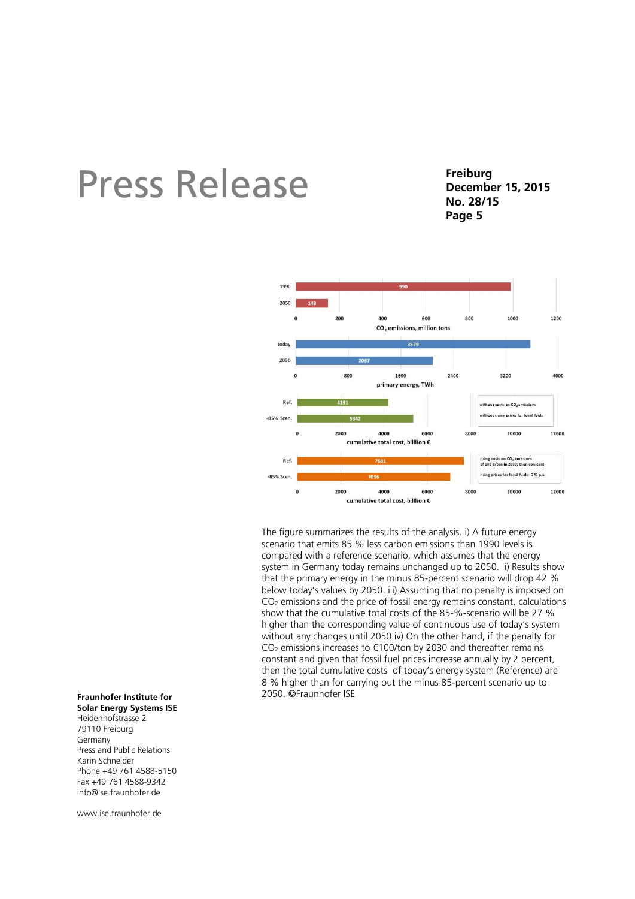# Press Release

**Freiburg**
**December 15, 2015**
**No. 28/15**

1990
990
2050
148
0 200 400 600 800 1000 1200
$CO_2$ emissions, million tons

today
3579
2050
2087
0 800 1600 2400 3200 4000
primary energy, TWh

Ref.
4191
-85% Scen.
5342
without costs on $CO_2$ emissions
without rising prices for fossil fuels
0 2000 4000 6000 8000 10000 12000
cumulative total cost, billion €

Ref.
7681
-85% Scen.
7056
rising costs on $CO_2$ emissions of 100 €/ton in 2030; then constant
rising prices for fossil fuels: 2 % p.a.
0 2000 4000 6000 8000 10000 12000
cumulative total cost, billion €

The figure summarizes the results of the analysis. i) A future energy scenario that emits 85 % less carbon emissions than 1990 levels is compared with a reference scenario, which assumes that the energy system in Germany today remains unchanged up to 2050. ii) Results show that the primary energy in the minus 85-percent scenario will drop 42 % below today's values by 2050. iii) Assuming that no penalty is imposed on $CO_2$ emissions and the price of fossil energy remains constant, calculations show that the cumulative total costs of the 85-%-scenario will be 27 % higher than the corresponding value of continuous use of today's system without any changes until 2050 iv) On the other hand, if the penalty for $CO_2$ emissions increases to €100/ton by 2030 and thereafter remains constant and given that fossil fuel prices increase annually by 2 percent, then the total cumulative costs of today's energy system (Reference) are 8 % higher than for carrying out the minus 85-percent scenario up to 2050. ©Fraunhofer ISE

**Fraunhofer Institute for Solar Energy Systems ISE**
Heidenhofstrasse 2
79110 Freiburg
Germany
Press and Public Relations
Karin Schneider
Phone +49 761 4588-5150
Fax +49 761 4588-9342
info@ise.fraunhofer.de

www.ise.fraunhofer.de